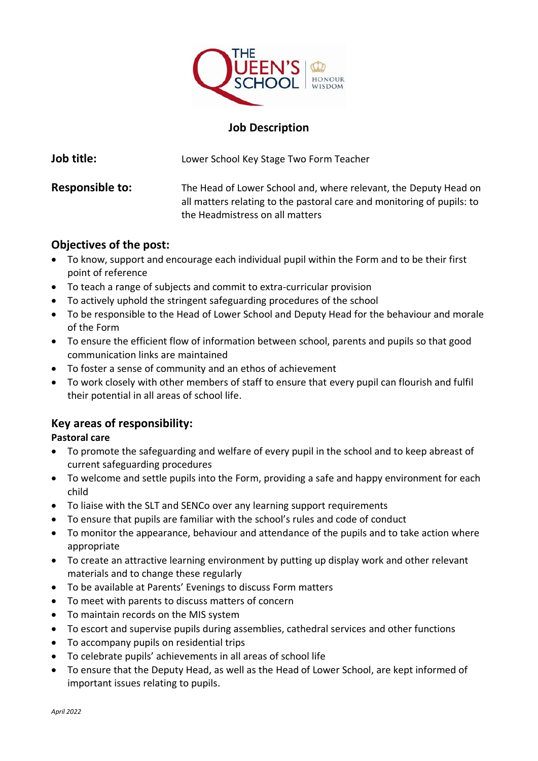# Job Description

**Job title:** Lower School Key Stage Two Form Teacher

**Responsible to:** The Head of Lower School and, where relevant, the Deputy Head on all matters relating to the pastoral care and monitoring of pupils: to the Headmistress on all matters

## Objectives of the post:

- To know, support and encourage each individual pupil within the Form and to be their first point of reference
- To teach a range of subjects and commit to extra-curricular provision
- To actively uphold the stringent safeguarding procedures of the school
- To be responsible to the Head of Lower School and Deputy Head for the behaviour and morale of the Form
- To ensure the efficient flow of information between school, parents and pupils so that good communication links are maintained
- To foster a sense of community and an ethos of achievement
- To work closely with other members of staff to ensure that every pupil can flourish and fulfil their potential in all areas of school life.

## Key areas of responsibility:

### Pastoral care

- To promote the safeguarding and welfare of every pupil in the school and to keep abreast of current safeguarding procedures
- To welcome and settle pupils into the Form, providing a safe and happy environment for each child
- To liaise with the SLT and SENCo over any learning support requirements
- To ensure that pupils are familiar with the school's rules and code of conduct
- To monitor the appearance, behaviour and attendance of the pupils and to take action where appropriate
- To create an attractive learning environment by putting up display work and other relevant materials and to change these regularly
- To be available at Parents' Evenings to discuss Form matters
- To meet with parents to discuss matters of concern
- To maintain records on the MIS system
- To escort and supervise pupils during assemblies, cathedral services and other functions
- To accompany pupils on residential trips
- To celebrate pupils' achievements in all areas of school life
- To ensure that the Deputy Head, as well as the Head of Lower School, are kept informed of important issues relating to pupils.

*April 2022*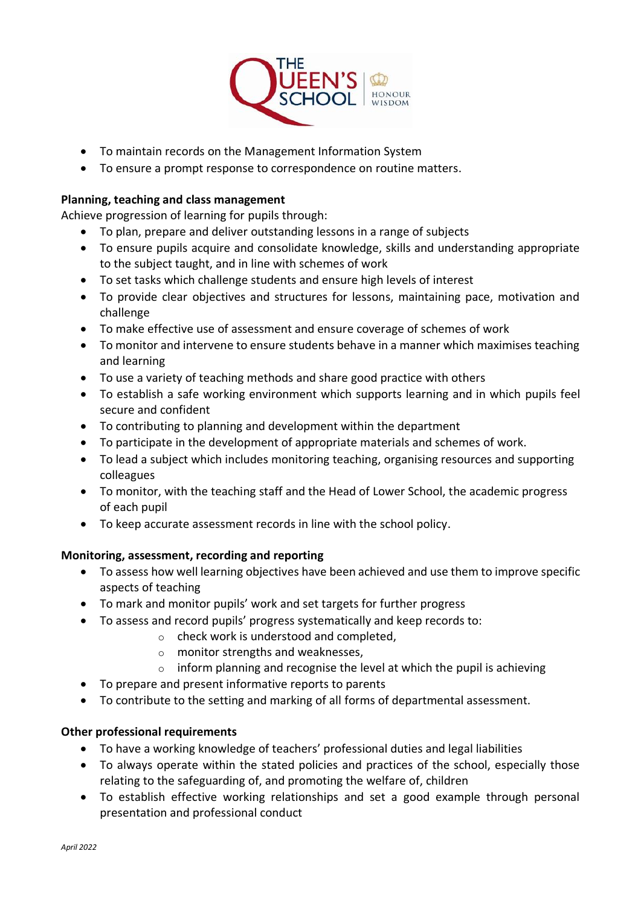- To maintain records on the Management Information System
- To ensure a prompt response to correspondence on routine matters.

**Planning, teaching and class management**

Achieve progression of learning for pupils through:

- To plan, prepare and deliver outstanding lessons in a range of subjects
- To ensure pupils acquire and consolidate knowledge, skills and understanding appropriate to the subject taught, and in line with schemes of work
- To set tasks which challenge students and ensure high levels of interest
- To provide clear objectives and structures for lessons, maintaining pace, motivation and challenge
- To make effective use of assessment and ensure coverage of schemes of work
- To monitor and intervene to ensure students behave in a manner which maximises teaching and learning
- To use a variety of teaching methods and share good practice with others
- To establish a safe working environment which supports learning and in which pupils feel secure and confident
- To contributing to planning and development within the department
- To participate in the development of appropriate materials and schemes of work.
- To lead a subject which includes monitoring teaching, organising resources and supporting colleagues
- To monitor, with the teaching staff and the Head of Lower School, the academic progress of each pupil
- To keep accurate assessment records in line with the school policy.

**Monitoring, assessment, recording and reporting**

- To assess how well learning objectives have been achieved and use them to improve specific aspects of teaching
- To mark and monitor pupils' work and set targets for further progress
- To assess and record pupils' progress systematically and keep records to:
  - check work is understood and completed,
  - monitor strengths and weaknesses,
  - inform planning and recognise the level at which the pupil is achieving
- To prepare and present informative reports to parents
- To contribute to the setting and marking of all forms of departmental assessment.

**Other professional requirements**

- To have a working knowledge of teachers' professional duties and legal liabilities
- To always operate within the stated policies and practices of the school, especially those relating to the safeguarding of, and promoting the welfare of, children
- To establish effective working relationships and set a good example through personal presentation and professional conduct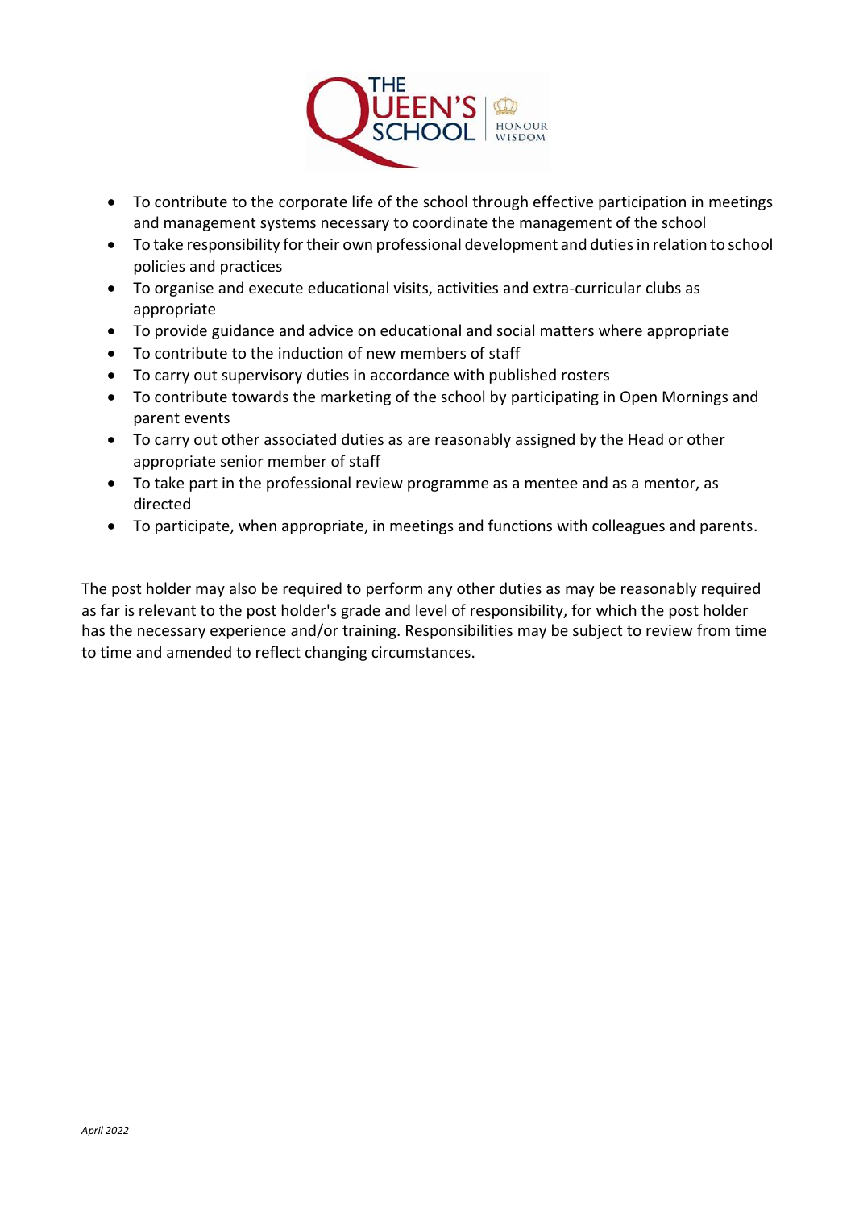- To contribute to the corporate life of the school through effective participation in meetings and management systems necessary to coordinate the management of the school
- To take responsibility for their own professional development and duties in relation to school policies and practices
- To organise and execute educational visits, activities and extra-curricular clubs as appropriate
- To provide guidance and advice on educational and social matters where appropriate
- To contribute to the induction of new members of staff
- To carry out supervisory duties in accordance with published rosters
- To contribute towards the marketing of the school by participating in Open Mornings and parent events
- To carry out other associated duties as are reasonably assigned by the Head or other appropriate senior member of staff
- To take part in the professional review programme as a mentee and as a mentor, as directed
- To participate, when appropriate, in meetings and functions with colleagues and parents.

The post holder may also be required to perform any other duties as may be reasonably required as far is relevant to the post holder's grade and level of responsibility, for which the post holder has the necessary experience and/or training. Responsibilities may be subject to review from time to time and amended to reflect changing circumstances.

*April 2022*